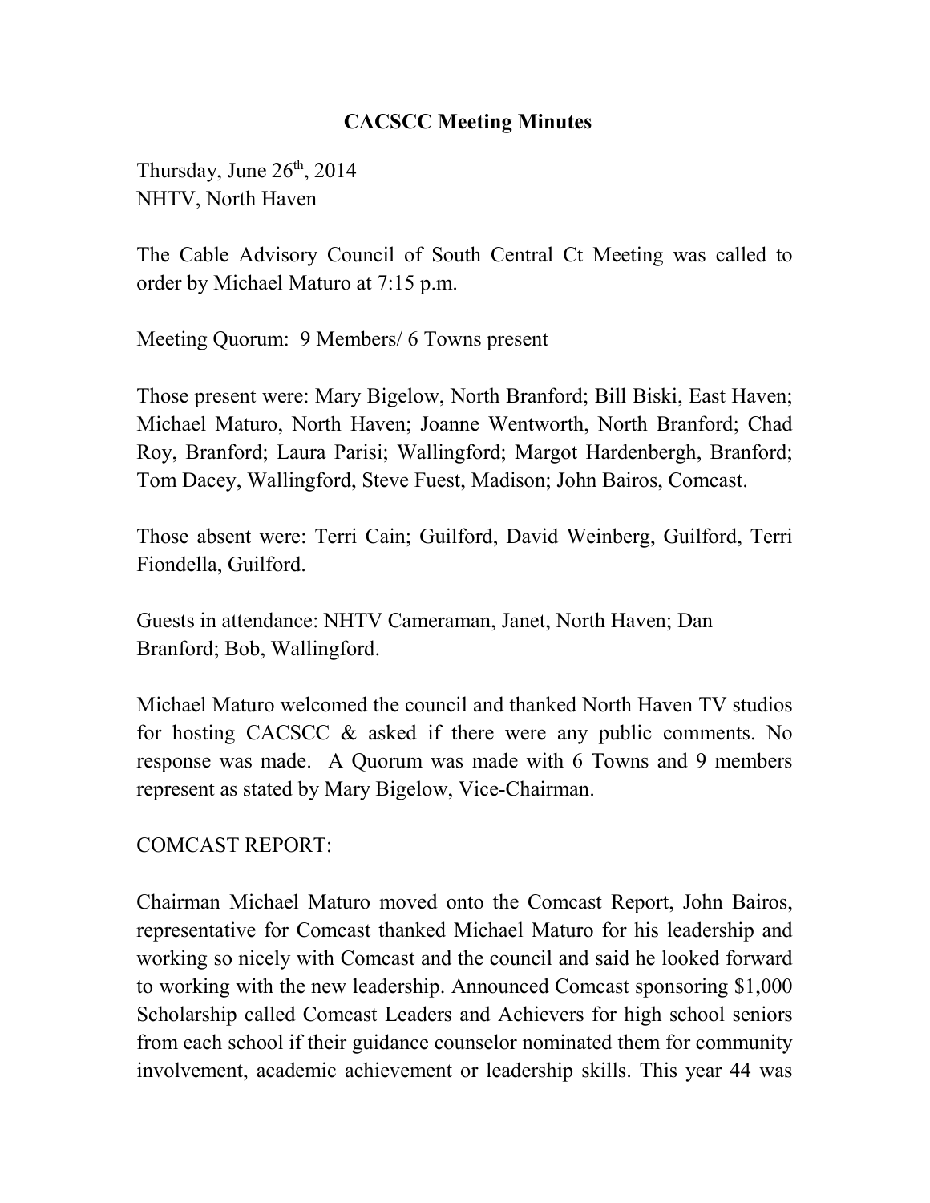# CACSCC Meeting Minutes

Thursday, June 26th, 2014
NHTV, North Haven

The Cable Advisory Council of South Central Ct Meeting was called to order by Michael Maturo at 7:15 p.m.

Meeting Quorum: 9 Members/ 6 Towns present

Those present were: Mary Bigelow, North Branford; Bill Biski, East Haven; Michael Maturo, North Haven; Joanne Wentworth, North Branford; Chad Roy, Branford; Laura Parisi; Wallingford; Margot Hardenbergh, Branford; Tom Dacey, Wallingford, Steve Fuest, Madison; John Bairos, Comcast.

Those absent were: Terri Cain; Guilford, David Weinberg, Guilford, Terri Fiondella, Guilford.

Guests in attendance: NHTV Cameraman, Janet, North Haven; Dan Branford; Bob, Wallingford.

Michael Maturo welcomed the council and thanked North Haven TV studios for hosting CACSCC & asked if there were any public comments. No response was made. A Quorum was made with 6 Towns and 9 members represent as stated by Mary Bigelow, Vice-Chairman.

COMCAST REPORT:

Chairman Michael Maturo moved onto the Comcast Report, John Bairos, representative for Comcast thanked Michael Maturo for his leadership and working so nicely with Comcast and the council and said he looked forward to working with the new leadership. Announced Comcast sponsoring $1,000 Scholarship called Comcast Leaders and Achievers for high school seniors from each school if their guidance counselor nominated them for community involvement, academic achievement or leadership skills. This year 44 was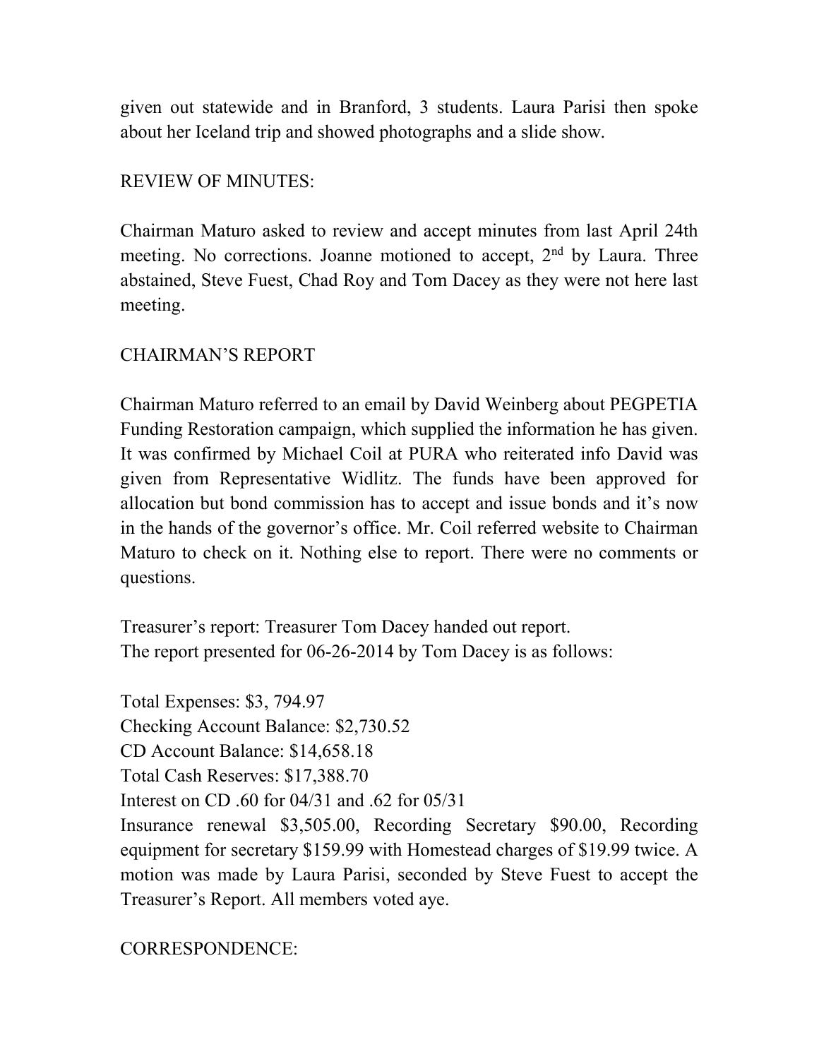given out statewide and in Branford, 3 students. Laura Parisi then spoke about her Iceland trip and showed photographs and a slide show.

REVIEW OF MINUTES:

Chairman Maturo asked to review and accept minutes from last April 24th meeting. No corrections. Joanne motioned to accept, 2nd by Laura. Three abstained, Steve Fuest, Chad Roy and Tom Dacey as they were not here last meeting.

CHAIRMAN'S REPORT

Chairman Maturo referred to an email by David Weinberg about PEGPETIA Funding Restoration campaign, which supplied the information he has given. It was confirmed by Michael Coil at PURA who reiterated info David was given from Representative Widlitz. The funds have been approved for allocation but bond commission has to accept and issue bonds and it's now in the hands of the governor's office. Mr. Coil referred website to Chairman Maturo to check on it. Nothing else to report. There were no comments or questions.

Treasurer's report: Treasurer Tom Dacey handed out report.
The report presented for 06-26-2014 by Tom Dacey is as follows:

Total Expenses: $3, 794.97
Checking Account Balance: $2,730.52
CD Account Balance: $14,658.18
Total Cash Reserves: $17,388.70
Interest on CD .60 for 04/31 and .62 for 05/31
Insurance renewal $3,505.00, Recording Secretary $90.00, Recording equipment for secretary $159.99 with Homestead charges of $19.99 twice. A motion was made by Laura Parisi, seconded by Steve Fuest to accept the Treasurer's Report. All members voted aye.

CORRESPONDENCE: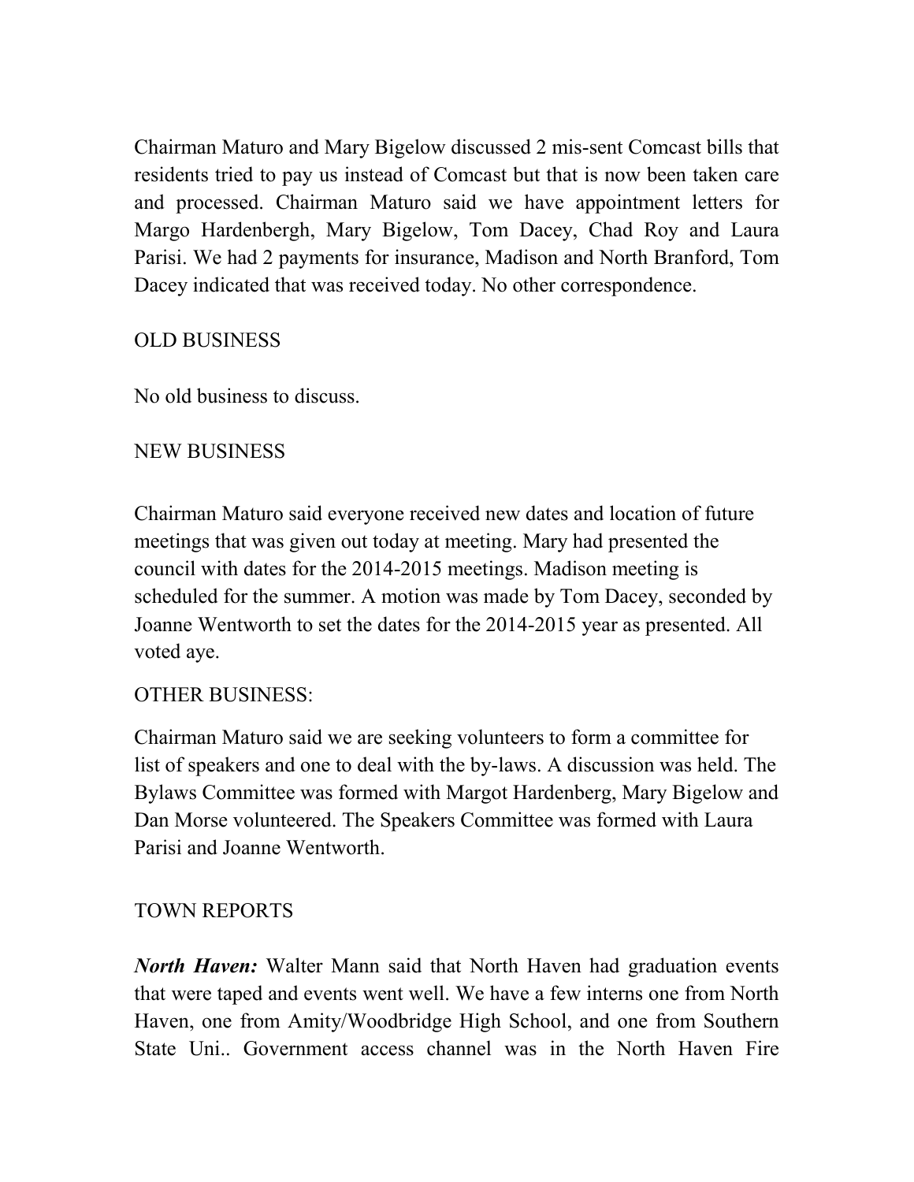Chairman Maturo and Mary Bigelow discussed 2 mis-sent Comcast bills that residents tried to pay us instead of Comcast but that is now been taken care and processed. Chairman Maturo said we have appointment letters for Margo Hardenbergh, Mary Bigelow, Tom Dacey, Chad Roy and Laura Parisi. We had 2 payments for insurance, Madison and North Branford, Tom Dacey indicated that was received today. No other correspondence.

OLD BUSINESS

No old business to discuss.

NEW BUSINESS

Chairman Maturo said everyone received new dates and location of future meetings that was given out today at meeting. Mary had presented the council with dates for the 2014-2015 meetings. Madison meeting is scheduled for the summer. A motion was made by Tom Dacey, seconded by Joanne Wentworth to set the dates for the 2014-2015 year as presented. All voted aye.

OTHER BUSINESS:

Chairman Maturo said we are seeking volunteers to form a committee for list of speakers and one to deal with the by-laws. A discussion was held. The Bylaws Committee was formed with Margot Hardenberg, Mary Bigelow and Dan Morse volunteered. The Speakers Committee was formed with Laura Parisi and Joanne Wentworth.

TOWN REPORTS

***North Haven:*** Walter Mann said that North Haven had graduation events that were taped and events went well. We have a few interns one from North Haven, one from Amity/Woodbridge High School, and one from Southern State Uni.. Government access channel was in the North Haven Fire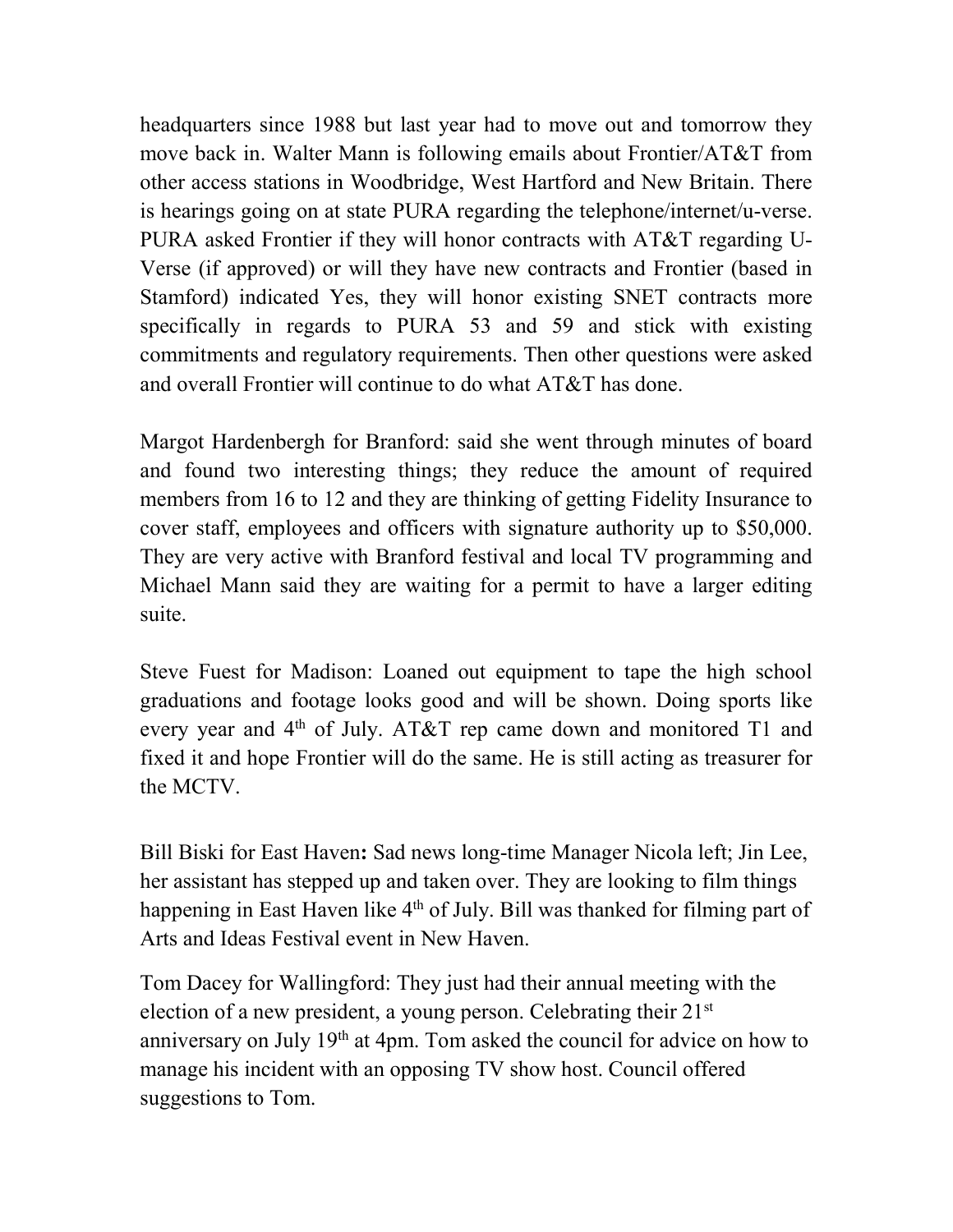headquarters since 1988 but last year had to move out and tomorrow they move back in. Walter Mann is following emails about Frontier/AT&T from other access stations in Woodbridge, West Hartford and New Britain. There is hearings going on at state PURA regarding the telephone/internet/u-verse. PURA asked Frontier if they will honor contracts with AT&T regarding U-Verse (if approved) or will they have new contracts and Frontier (based in Stamford) indicated Yes, they will honor existing SNET contracts more specifically in regards to PURA 53 and 59 and stick with existing commitments and regulatory requirements. Then other questions were asked and overall Frontier will continue to do what AT&T has done.

Margot Hardenbergh for Branford: said she went through minutes of board and found two interesting things; they reduce the amount of required members from 16 to 12 and they are thinking of getting Fidelity Insurance to cover staff, employees and officers with signature authority up to $50,000. They are very active with Branford festival and local TV programming and Michael Mann said they are waiting for a permit to have a larger editing suite.

Steve Fuest for Madison: Loaned out equipment to tape the high school graduations and footage looks good and will be shown. Doing sports like every year and 4th of July. AT&T rep came down and monitored T1 and fixed it and hope Frontier will do the same. He is still acting as treasurer for the MCTV.

Bill Biski for East Haven**:** Sad news long-time Manager Nicola left; Jin Lee, her assistant has stepped up and taken over. They are looking to film things happening in East Haven like 4th of July. Bill was thanked for filming part of Arts and Ideas Festival event in New Haven.

Tom Dacey for Wallingford: They just had their annual meeting with the election of a new president, a young person. Celebrating their 21st anniversary on July 19th at 4pm. Tom asked the council for advice on how to manage his incident with an opposing TV show host. Council offered suggestions to Tom.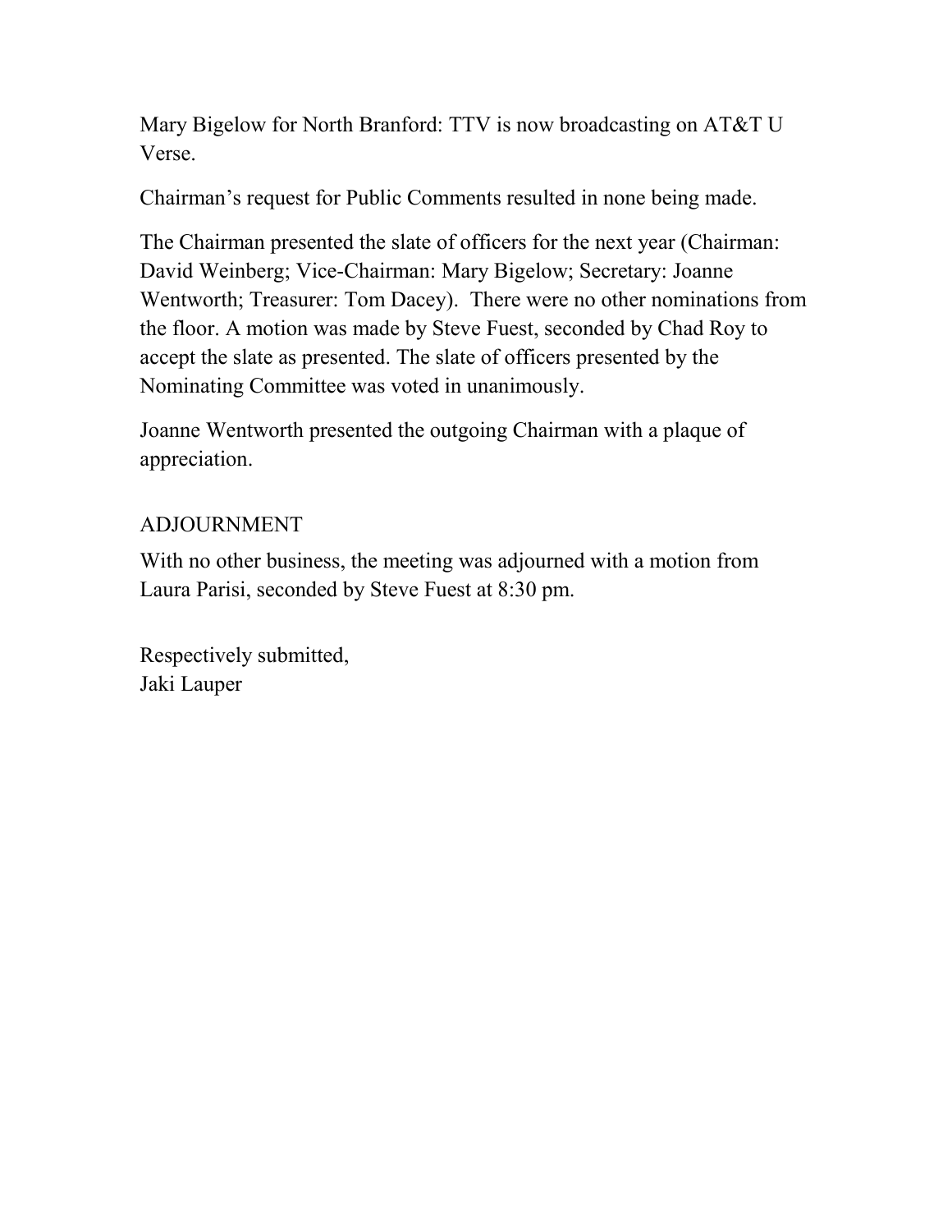Mary Bigelow for North Branford: TTV is now broadcasting on AT&T U Verse.

Chairman's request for Public Comments resulted in none being made.

The Chairman presented the slate of officers for the next year (Chairman: David Weinberg; Vice-Chairman: Mary Bigelow; Secretary: Joanne Wentworth; Treasurer: Tom Dacey). There were no other nominations from the floor. A motion was made by Steve Fuest, seconded by Chad Roy to accept the slate as presented. The slate of officers presented by the Nominating Committee was voted in unanimously.

Joanne Wentworth presented the outgoing Chairman with a plaque of appreciation.

ADJOURNMENT

With no other business, the meeting was adjourned with a motion from Laura Parisi, seconded by Steve Fuest at 8:30 pm.

Respectively submitted,  
Jaki Lauper